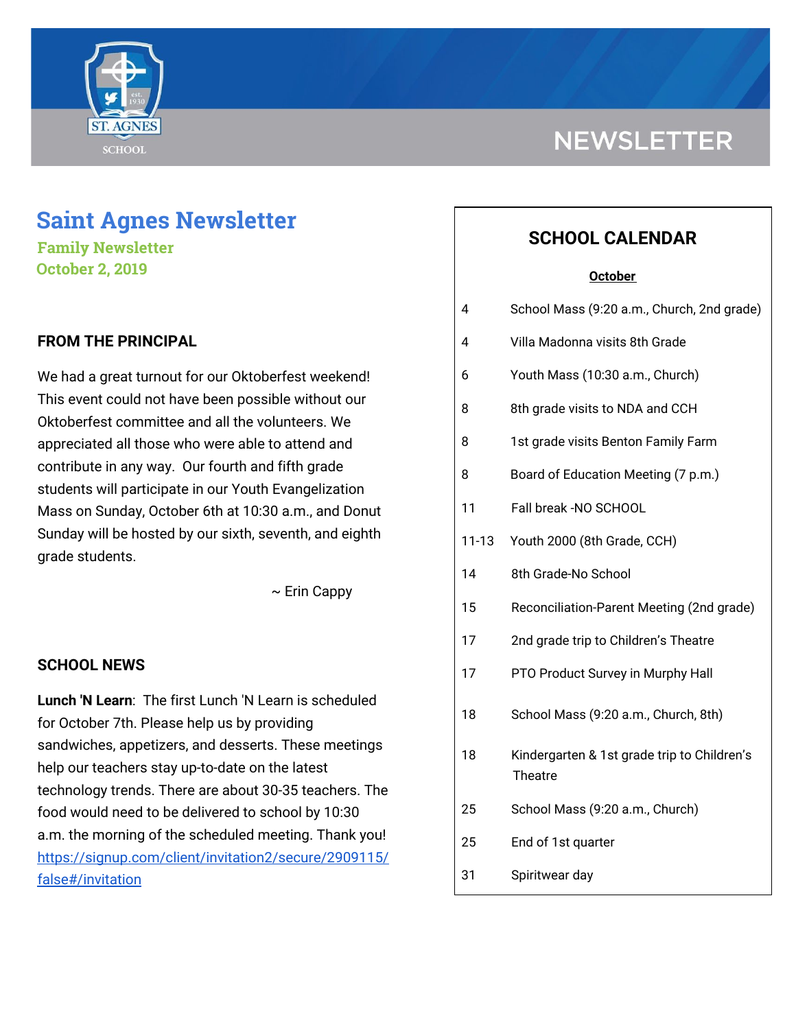NEWSLETTER

# Saint Agnes Newsletter

**Family Newsletter**
**October 2, 2019**

## FROM THE PRINCIPAL

We had a great turnout for our Oktoberfest weekend! This event could not have been possible without our Oktoberfest committee and all the volunteers. We appreciated all those who were able to attend and contribute in any way. Our fourth and fifth grade students will participate in our Youth Evangelization Mass on Sunday, October 6th at 10:30 a.m., and Donut Sunday will be hosted by our sixth, seventh, and eighth grade students.

~ Erin Cappy

## SCHOOL NEWS

**Lunch 'N Learn**: The first Lunch 'N Learn is scheduled for October 7th. Please help us by providing sandwiches, appetizers, and desserts. These meetings help our teachers stay up-to-date on the latest technology trends. There are about 30-35 teachers. The food would need to be delivered to school by 10:30 a.m. the morning of the scheduled meeting. Thank you! https://signup.com/client/invitation2/secure/2909115/false#/invitation

## SCHOOL CALENDAR

**October**

| Date | Event |
|---|---|
| 4 | School Mass (9:20 a.m., Church, 2nd grade) |
| 4 | Villa Madonna visits 8th Grade |
| 6 | Youth Mass (10:30 a.m., Church) |
| 8 | 8th grade visits to NDA and CCH |
| 8 | 1st grade visits Benton Family Farm |
| 8 | Board of Education Meeting (7 p.m.) |
| 11 | Fall break -NO SCHOOL |
| 11-13 | Youth 2000 (8th Grade, CCH) |
| 14 | 8th Grade-No School |
| 15 | Reconciliation-Parent Meeting (2nd grade) |
| 17 | 2nd grade trip to Children's Theatre |
| 17 | PTO Product Survey in Murphy Hall |
| 18 | School Mass (9:20 a.m., Church, 8th) |
| 18 | Kindergarten & 1st grade trip to Children's Theatre |
| 25 | School Mass (9:20 a.m., Church) |
| 25 | End of 1st quarter |
| 31 | Spiritwear day |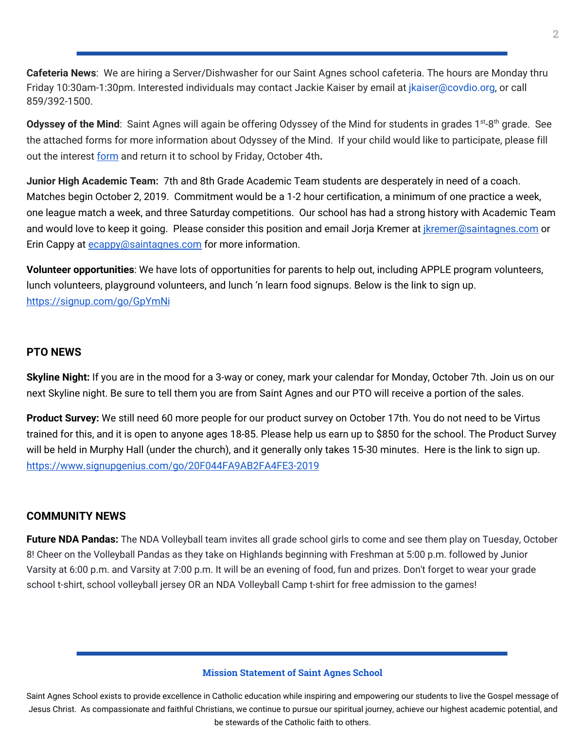**Cafeteria News**: We are hiring a Server/Dishwasher for our Saint Agnes school cafeteria. The hours are Monday thru Friday 10:30am-1:30pm. Interested individuals may contact Jackie Kaiser by email at jkaiser@covdio.org, or call 859/392-1500.

**Odyssey of the Mind**: Saint Agnes will again be offering Odyssey of the Mind for students in grades 1st-8th grade. See the attached forms for more information about Odyssey of the Mind. If your child would like to participate, please fill out the interest form and return it to school by Friday, October 4th**.**

**Junior High Academic Team:** 7th and 8th Grade Academic Team students are desperately in need of a coach. Matches begin October 2, 2019. Commitment would be a 1-2 hour certification, a minimum of one practice a week, one league match a week, and three Saturday competitions. Our school has had a strong history with Academic Team and would love to keep it going. Please consider this position and email Jorja Kremer at jkremer@saintagnes.com or Erin Cappy at ecappy@saintagnes.com for more information.

**Volunteer opportunities**: We have lots of opportunities for parents to help out, including APPLE program volunteers, lunch volunteers, playground volunteers, and lunch 'n learn food signups. Below is the link to sign up. https://signup.com/go/GpYmNi

## PTO NEWS

**Skyline Night:** If you are in the mood for a 3-way or coney, mark your calendar for Monday, October 7th. Join us on our next Skyline night. Be sure to tell them you are from Saint Agnes and our PTO will receive a portion of the sales.

**Product Survey:** We still need 60 more people for our product survey on October 17th. You do not need to be Virtus trained for this, and it is open to anyone ages 18-85. Please help us earn up to $850 for the school. The Product Survey will be held in Murphy Hall (under the church), and it generally only takes 15-30 minutes. Here is the link to sign up. https://www.signupgenius.com/go/20F044FA9AB2FA4FE3-2019

## COMMUNITY NEWS

**Future NDA Pandas:** The NDA Volleyball team invites all grade school girls to come and see them play on Tuesday, October 8! Cheer on the Volleyball Pandas as they take on Highlands beginning with Freshman at 5:00 p.m. followed by Junior Varsity at 6:00 p.m. and Varsity at 7:00 p.m. It will be an evening of food, fun and prizes. Don't forget to wear your grade school t-shirt, school volleyball jersey OR an NDA Volleyball Camp t-shirt for free admission to the games!

**Mission Statement of Saint Agnes School**

Saint Agnes School exists to provide excellence in Catholic education while inspiring and empowering our students to live the Gospel message of Jesus Christ. As compassionate and faithful Christians, we continue to pursue our spiritual journey, achieve our highest academic potential, and be stewards of the Catholic faith to others.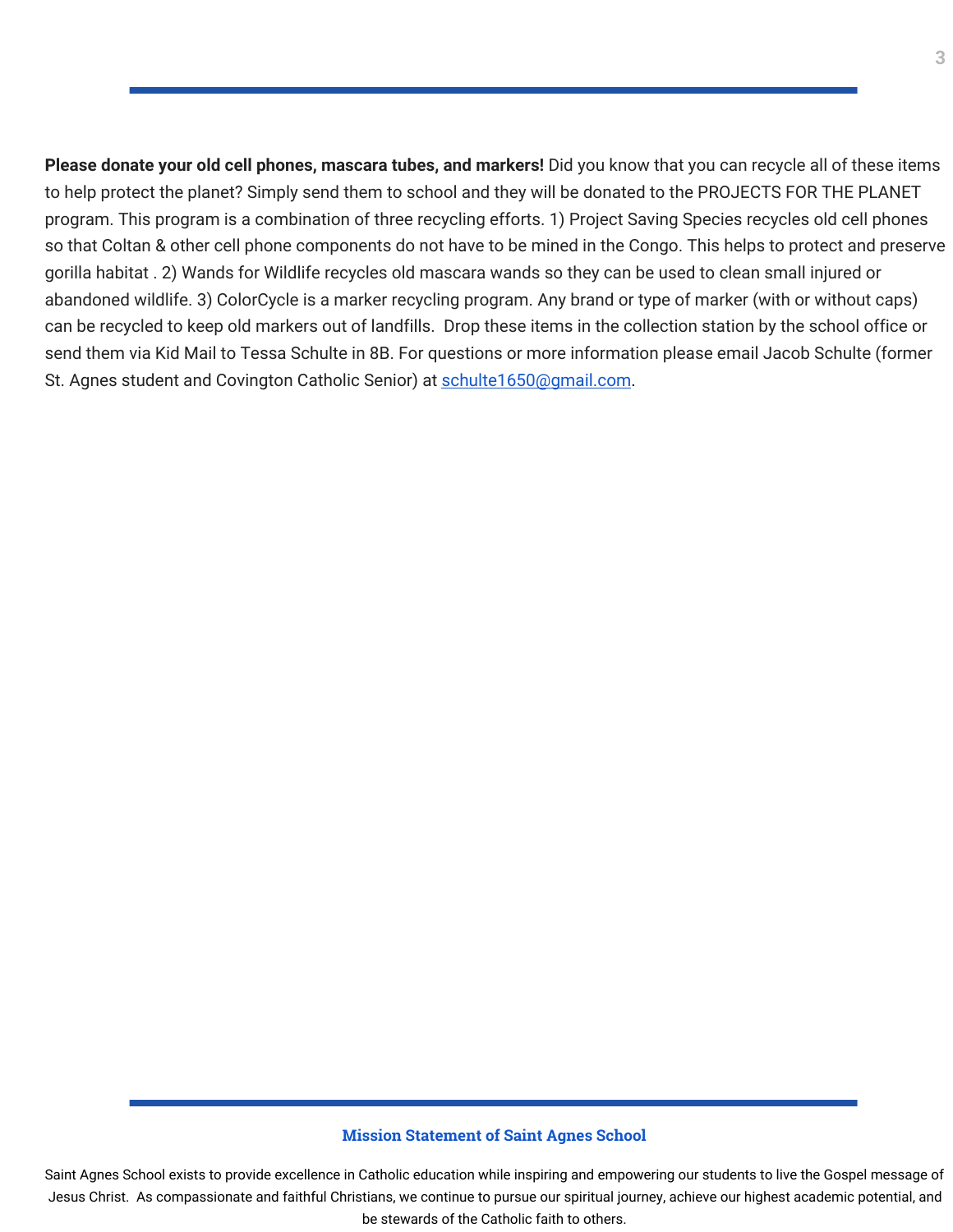**Please donate your old cell phones, mascara tubes, and markers!** Did you know that you can recycle all of these items to help protect the planet? Simply send them to school and they will be donated to the PROJECTS FOR THE PLANET program. This program is a combination of three recycling efforts. 1) Project Saving Species recycles old cell phones so that Coltan & other cell phone components do not have to be mined in the Congo. This helps to protect and preserve gorilla habitat . 2) Wands for Wildlife recycles old mascara wands so they can be used to clean small injured or abandoned wildlife. 3) ColorCycle is a marker recycling program. Any brand or type of marker (with or without caps) can be recycled to keep old markers out of landfills. Drop these items in the collection station by the school office or send them via Kid Mail to Tessa Schulte in 8B. For questions or more information please email Jacob Schulte (former St. Agnes student and Covington Catholic Senior) at schulte1650@gmail.com.

**Mission Statement of Saint Agnes School**

Saint Agnes School exists to provide excellence in Catholic education while inspiring and empowering our students to live the Gospel message of Jesus Christ. As compassionate and faithful Christians, we continue to pursue our spiritual journey, achieve our highest academic potential, and be stewards of the Catholic faith to others.